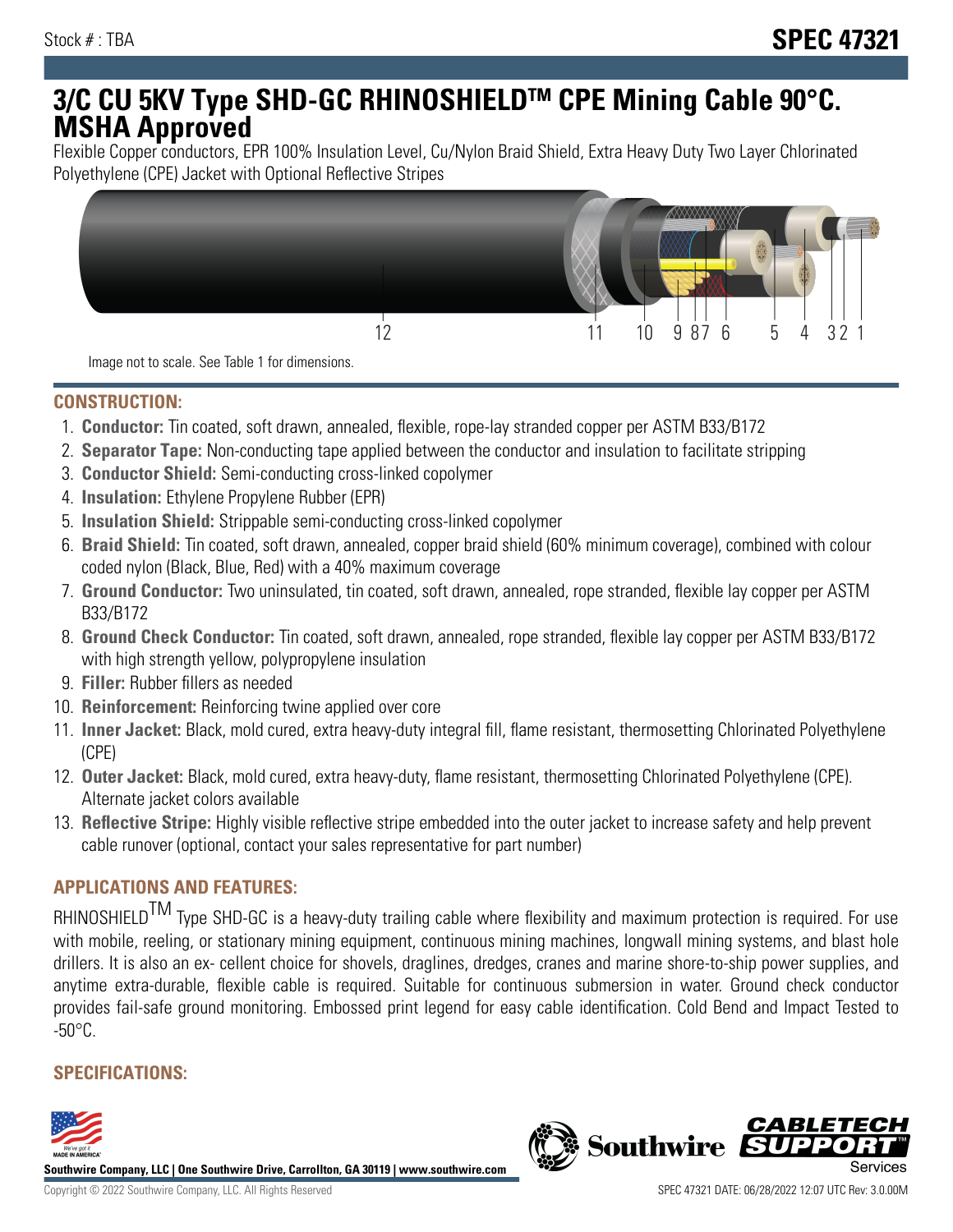Stock # : TBA

# SPEC 47321

# 3/C CU 5KV Type SHD-GC RHINOSHIELDTM CPE Mining Cable 90°C. MSHA Approved

Flexible Copper conductors, EPR 100% Insulation Level, Cu/Nylon Braid Shield, Extra Heavy Duty Two Layer Chlorinated Polyethylene (CPE) Jacket with Optional Reflective Stripes

Image not to scale. See Table 1 for dimensions.

## CONSTRUCTION:

1. **Conductor:** Tin coated, soft drawn, annealed, flexible, rope-lay stranded copper per ASTM B33/B172
2. **Separator Tape:** Non-conducting tape applied between the conductor and insulation to facilitate stripping
3. **Conductor Shield:** Semi-conducting cross-linked copolymer
4. **Insulation:** Ethylene Propylene Rubber (EPR)
5. **Insulation Shield:** Strippable semi-conducting cross-linked copolymer
6. **Braid Shield:** Tin coated, soft drawn, annealed, copper braid shield (60% minimum coverage), combined with colour coded nylon (Black, Blue, Red) with a 40% maximum coverage
7. **Ground Conductor:** Two uninsulated, tin coated, soft drawn, annealed, rope stranded, flexible lay copper per ASTM B33/B172
8. **Ground Check Conductor:** Tin coated, soft drawn, annealed, rope stranded, flexible lay copper per ASTM B33/B172 with high strength yellow, polypropylene insulation
9. **Filler:** Rubber fillers as needed
10. **Reinforcement:** Reinforcing twine applied over core
11. **Inner Jacket:** Black, mold cured, extra heavy-duty integral fill, flame resistant, thermosetting Chlorinated Polyethylene (CPE)
12. **Outer Jacket:** Black, mold cured, extra heavy-duty, flame resistant, thermosetting Chlorinated Polyethylene (CPE). Alternate jacket colors available
13. **Reflective Stripe:** Highly visible reflective stripe embedded into the outer jacket to increase safety and help prevent cable runover (optional, contact your sales representative for part number)

## APPLICATIONS AND FEATURES:

RHINOSHIELDTM Type SHD-GC is a heavy-duty trailing cable where flexibility and maximum protection is required. For use with mobile, reeling, or stationary mining equipment, continuous mining machines, longwall mining systems, and blast hole drillers. It is also an ex- cellent choice for shovels, draglines, dredges, cranes and marine shore-to-ship power supplies, and anytime extra-durable, flexible cable is required. Suitable for continuous submersion in water. Ground check conductor provides fail-safe ground monitoring. Embossed print legend for easy cable identification. Cold Bend and Impact Tested to -50°C.

## SPECIFICATIONS: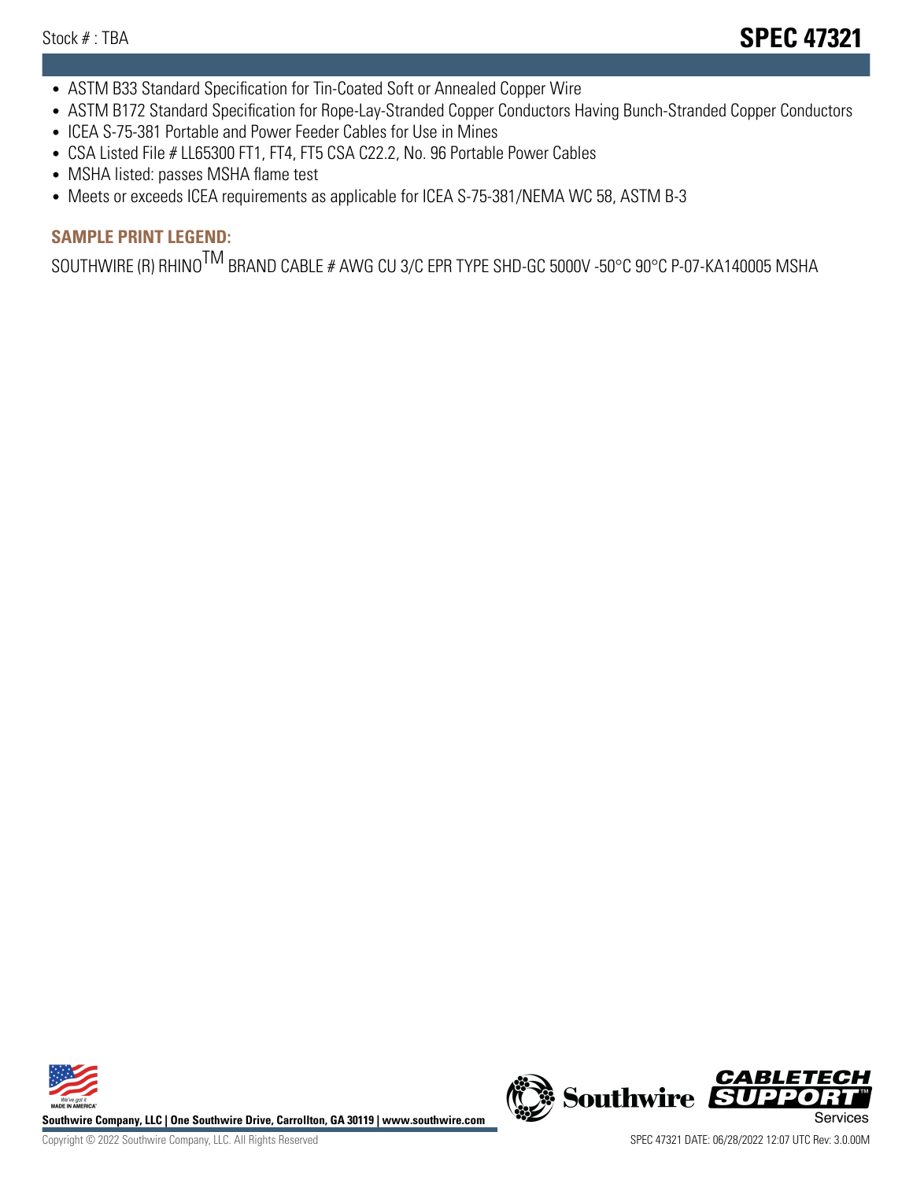- ASTM B33 Standard Specification for Tin-Coated Soft or Annealed Copper Wire
- ASTM B172 Standard Specification for Rope-Lay-Stranded Copper Conductors Having Bunch-Stranded Copper Conductors
- ICEA S-75-381 Portable and Power Feeder Cables for Use in Mines
- CSA Listed File # LL65300 FT1, FT4, FT5 CSA C22.2, No. 96 Portable Power Cables
- MSHA listed: passes MSHA flame test
- Meets or exceeds ICEA requirements as applicable for ICEA S-75-381/NEMA WC 58, ASTM B-3

## SAMPLE PRINT LEGEND:

SOUTHWIRE (R) RHINO$^{TM}$ BRAND CABLE # AWG CU 3/C EPR TYPE SHD-GC 5000V -50°C 90°C P-07-KA140005 MSHA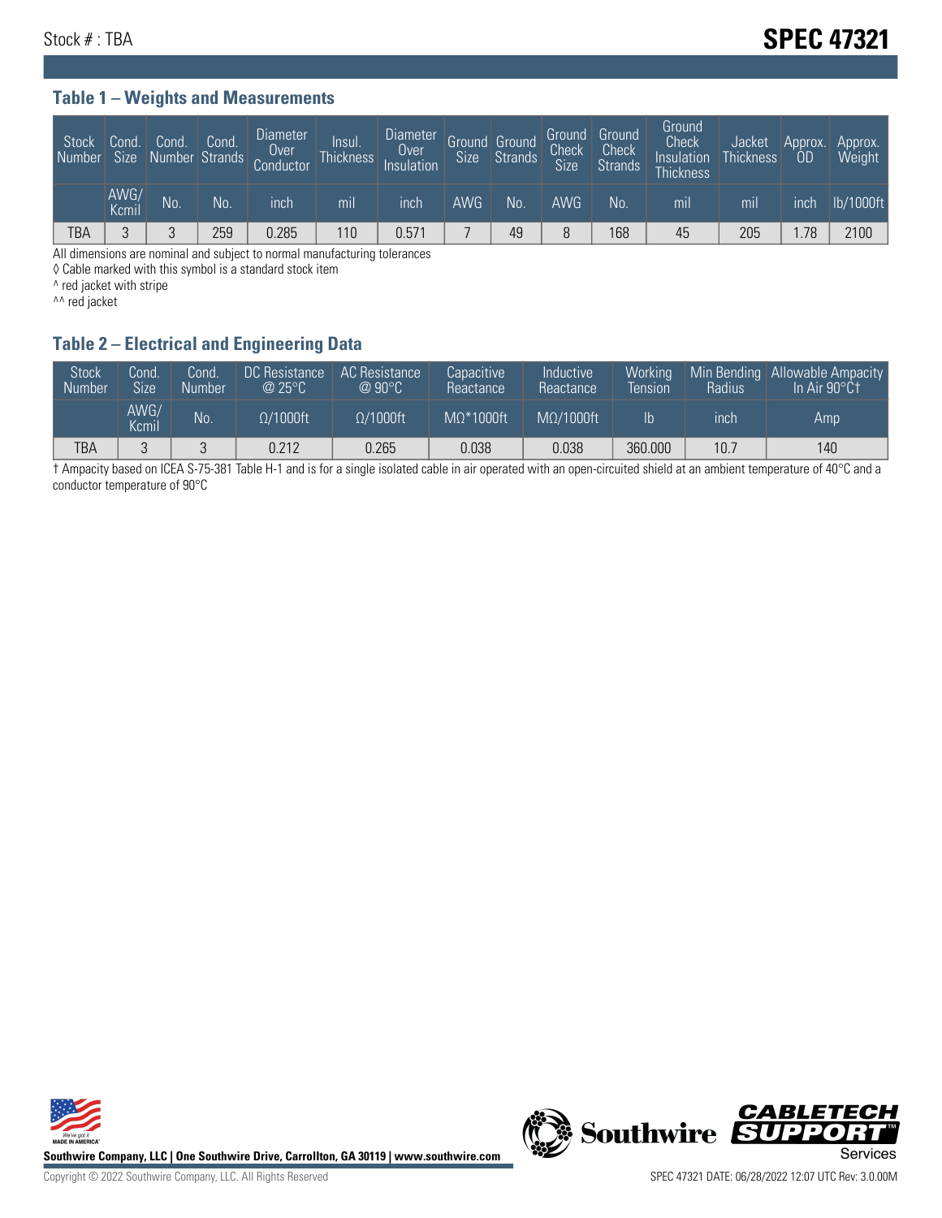Stock # : TBA

# SPEC 47321

## Table 1 – Weights and Measurements

| Stock Number | Cond. Size | Cond. Number | Cond. Strands | Diameter Over Conductor | Insul. Thickness | Diameter Over Insulation | Ground Size | Ground Strands | Ground Check Size | Ground Check Strands | Ground Check Insulation Thickness | Jacket Thickness | Approx. OD | Approx. Weight |
|---|---|---|---|---|---|---|---|---|---|---|---|---|---|---|
| | AWG/ Kcmil | No. | No. | inch | mil | inch | AWG | No. | AWG | No. | mil | mil | inch | lb/1000ft |
| TBA | 3 | 3 | 259 | 0.285 | 110 | 0.571 | 7 | 49 | 8 | 168 | 45 | 205 | 1.78 | 2100 |

All dimensions are nominal and subject to normal manufacturing tolerances

◊ Cable marked with this symbol is a standard stock item

^ red jacket with stripe

^^ red jacket

## Table 2 – Electrical and Engineering Data

| Stock Number | Cond. Size | Cond. Number | DC Resistance @ 25°C | AC Resistance @ 90°C | Capacitive Reactance | Inductive Reactance | Working Tension | Min Bending Radius | Allowable Ampacity In Air 90°C† |
|---|---|---|---|---|---|---|---|---|---|
| | AWG/ Kcmil | No. | Ω/1000ft | Ω/1000ft | MΩ*1000ft | MΩ/1000ft | lb | inch | Amp |
| TBA | 3 | 3 | 0.212 | 0.265 | 0.038 | 0.038 | 360.000 | 10.7 | 140 |

† Ampacity based on ICEA S-75-381 Table H-1 and is for a single isolated cable in air operated with an open-circuited shield at an ambient temperature of 40°C and a conductor temperature of 90°C

Southwire Company, LLC | One Southwire Drive, Carrollton, GA 30119 | www.southwire.com

Copyright © 2022 Southwire Company, LLC. All Rights Reserved

SPEC 47321 DATE: 06/28/2022 12:07 UTC Rev: 3.0.00M